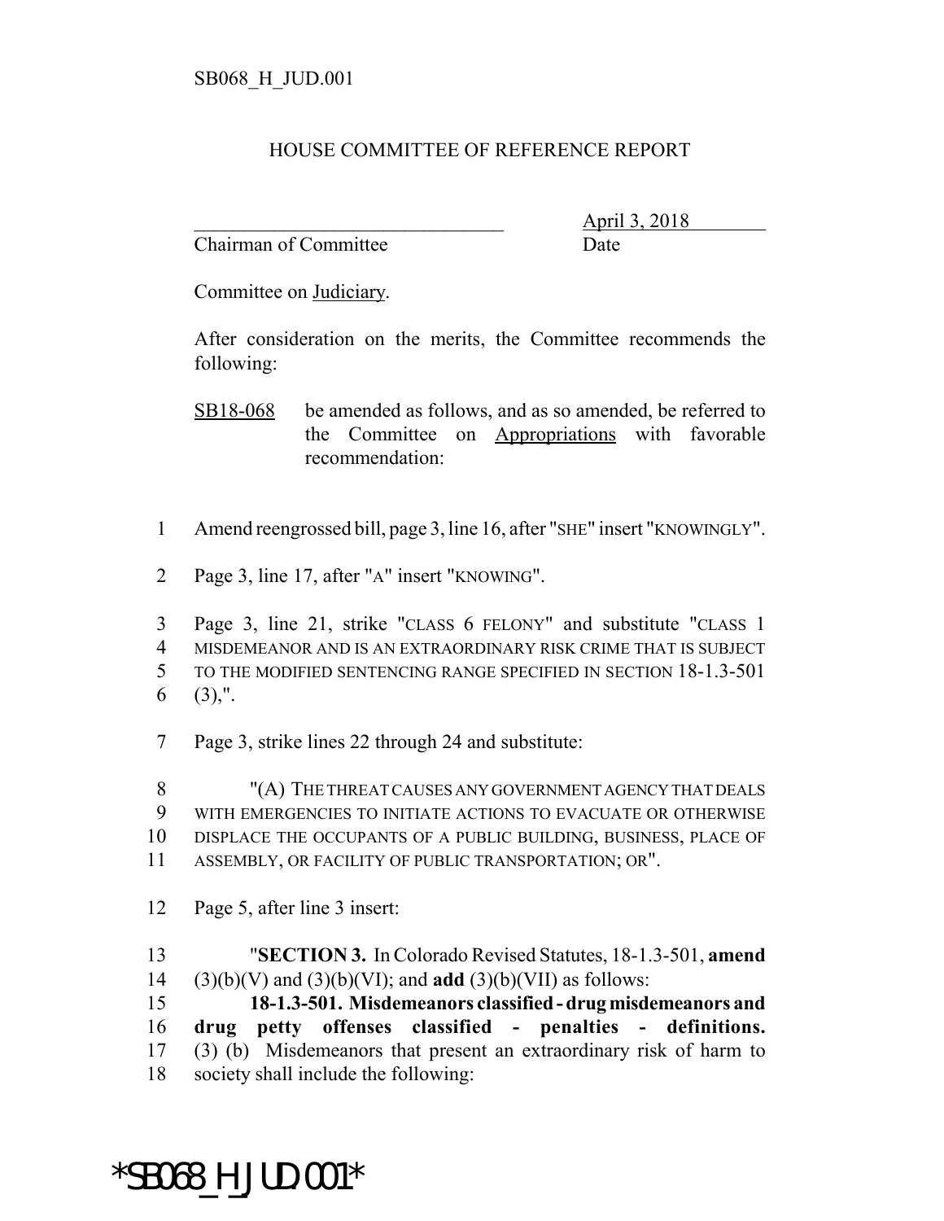SB068_H_JUD.001

# HOUSE COMMITTEE OF REFERENCE REPORT

________________________________ April 3, 2018
Chairman of Committee Date

Committee on Judiciary.

After consideration on the merits, the Committee recommends the following:

SB18-068 be amended as follows, and as so amended, be referred to the Committee on Appropriations with favorable recommendation:

1 Amend reengrossed bill, page 3, line 16, after "SHE" insert "KNOWINGLY".

2 Page 3, line 17, after "A" insert "KNOWING".

3 Page 3, line 21, strike "CLASS 6 FELONY" and substitute "CLASS 1
4 MISDEMEANOR AND IS AN EXTRAORDINARY RISK CRIME THAT IS SUBJECT
5 TO THE MODIFIED SENTENCING RANGE SPECIFIED IN SECTION 18-1.3-501
6 (3),".

7 Page 3, strike lines 22 through 24 and substitute:

8 "(A) THE THREAT CAUSES ANY GOVERNMENT AGENCY THAT DEALS
9 WITH EMERGENCIES TO INITIATE ACTIONS TO EVACUATE OR OTHERWISE
10 DISPLACE THE OCCUPANTS OF A PUBLIC BUILDING, BUSINESS, PLACE OF
11 ASSEMBLY, OR FACILITY OF PUBLIC TRANSPORTATION; OR".

12 Page 5, after line 3 insert:

13 "**SECTION 3.** In Colorado Revised Statutes, 18-1.3-501, **amend**
14 (3)(b)(V) and (3)(b)(VI); and **add** (3)(b)(VII) as follows:
15 **18-1.3-501. Misdemeanors classified - drug misdemeanors and**
16 **drug petty offenses classified - penalties - definitions.**
17 (3) (b) Misdemeanors that present an extraordinary risk of harm to
18 society shall include the following:

*SB068_H_JUD.001*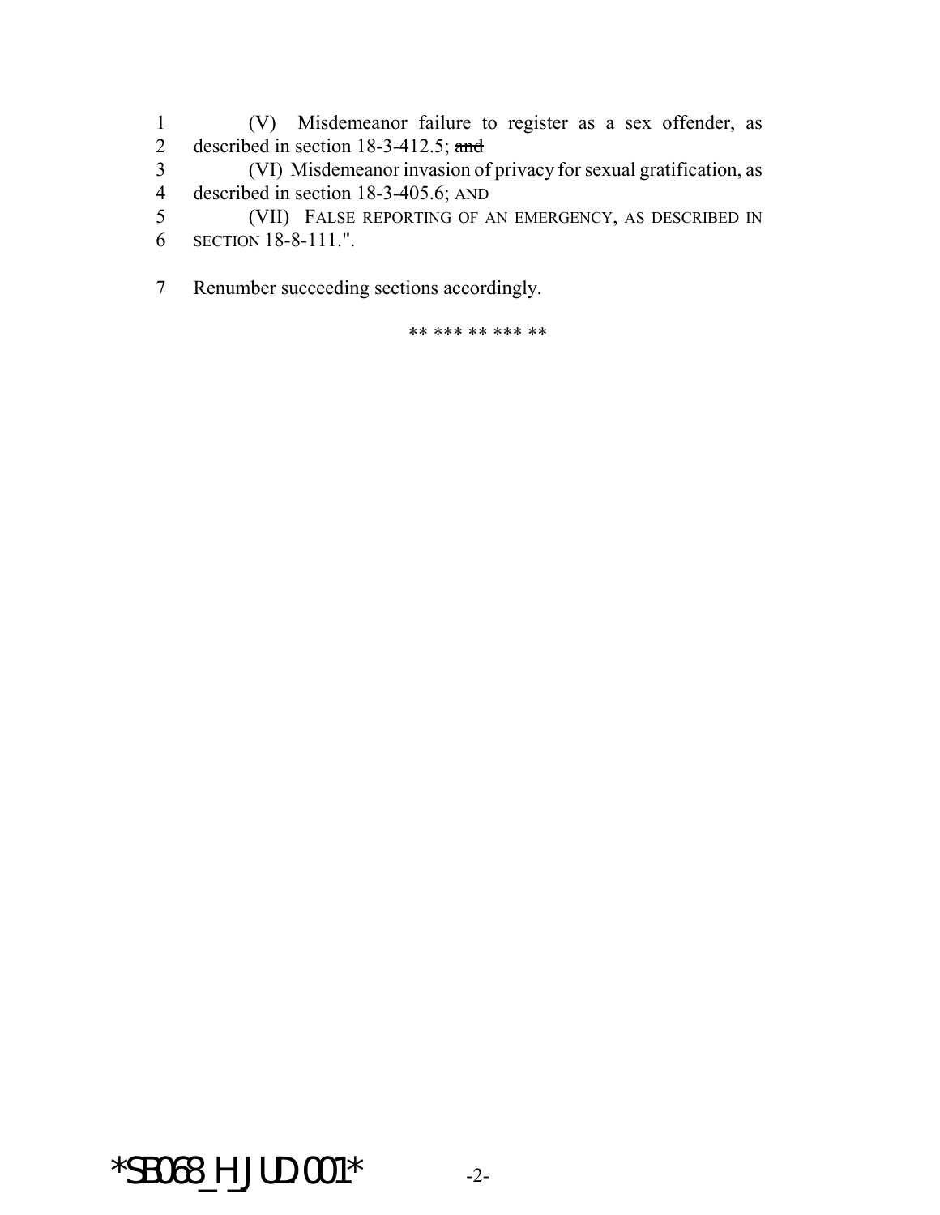(V) Misdemeanor failure to register as a sex offender, as described in section 18-3-412.5; ~~and~~

(VI) Misdemeanor invasion of privacy for sexual gratification, as described in section 18-3-405.6; AND

(VII) FALSE REPORTING OF AN EMERGENCY, AS DESCRIBED IN SECTION 18-8-111.".

Renumber succeeding sections accordingly.

** *** ** *** **

*SB068_H_JUD.001*